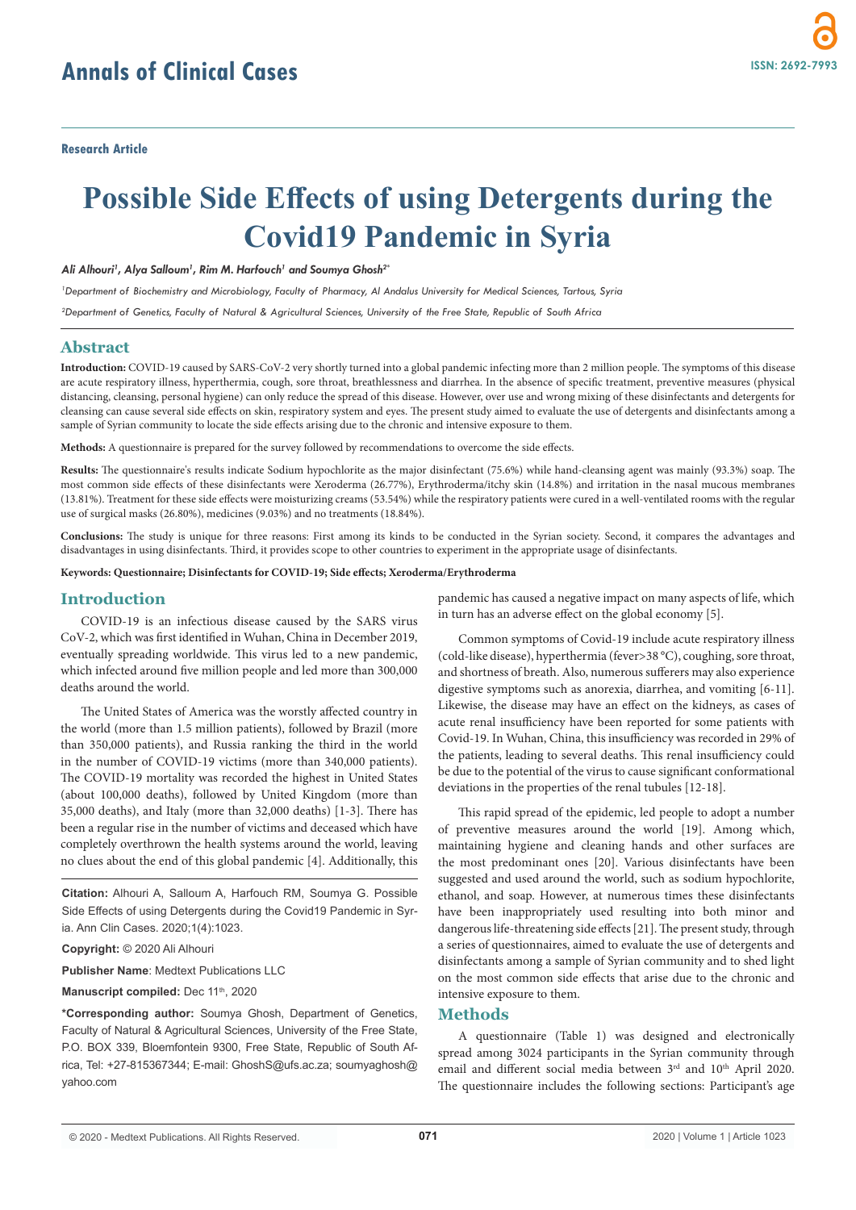Research Article

# Possible Side Effects of using Detergents during the Covid19 Pandemic in Syria

*Ali Alhouri[1], Alya Salloum[1], Rim M. Harfouch[1] and Soumya Ghosh[2]**

[1]*Department of Biochemistry and Microbiology, Faculty of Pharmacy, Al Andalus University for Medical Sciences, Tartous, Syria*

[2]*Department of Genetics, Faculty of Natural & Agricultural Sciences, University of the Free State, Republic of South Africa*

## Abstract

**Introduction:** COVID-19 caused by SARS-CoV-2 very shortly turned into a global pandemic infecting more than 2 million people. The symptoms of this disease are acute respiratory illness, hyperthermia, cough, sore throat, breathlessness and diarrhea. In the absence of specific treatment, preventive measures (physical distancing, cleansing, personal hygiene) can only reduce the spread of this disease. However, over use and wrong mixing of these disinfectants and detergents for cleansing can cause several side effects on skin, respiratory system and eyes. The present study aimed to evaluate the use of detergents and disinfectants among a sample of Syrian community to locate the side effects arising due to the chronic and intensive exposure to them.

**Methods:** A questionnaire is prepared for the survey followed by recommendations to overcome the side effects.

**Results:** The questionnaire's results indicate Sodium hypochlorite as the major disinfectant (75.6%) while hand-cleansing agent was mainly (93.3%) soap. The most common side effects of these disinfectants were Xeroderma (26.77%), Erythroderma/itchy skin (14.8%) and irritation in the nasal mucous membranes (13.81%). Treatment for these side effects were moisturizing creams (53.54%) while the respiratory patients were cured in a well-ventilated rooms with the regular use of surgical masks (26.80%), medicines (9.03%) and no treatments (18.84%).

**Conclusions:** The study is unique for three reasons: First among its kinds to be conducted in the Syrian society. Second, it compares the advantages and disadvantages in using disinfectants. Third, it provides scope to other countries to experiment in the appropriate usage of disinfectants.

**Keywords: Questionnaire; Disinfectants for COVID-19; Side effects; Xeroderma/Erythroderma**

## Introduction

COVID-19 is an infectious disease caused by the SARS virus CoV-2, which was first identified in Wuhan, China in December 2019, eventually spreading worldwide. This virus led to a new pandemic, which infected around five million people and led more than 300,000 deaths around the world.

The United States of America was the worstly affected country in the world (more than 1.5 million patients), followed by Brazil (more than 350,000 patients), and Russia ranking the third in the world in the number of COVID-19 victims (more than 340,000 patients). The COVID-19 mortality was recorded the highest in United States (about 100,000 deaths), followed by United Kingdom (more than 35,000 deaths), and Italy (more than 32,000 deaths) [1-3]. There has been a regular rise in the number of victims and deceased which have completely overthrown the health systems around the world, leaving no clues about the end of this global pandemic [4]. Additionally, this pandemic has caused a negative impact on many aspects of life, which in turn has an adverse effect on the global economy [5].

Common symptoms of Covid-19 include acute respiratory illness (cold-like disease), hyperthermia (fever>38 °C), coughing, sore throat, and shortness of breath. Also, numerous sufferers may also experience digestive symptoms such as anorexia, diarrhea, and vomiting [6-11]. Likewise, the disease may have an effect on the kidneys, as cases of acute renal insufficiency have been reported for some patients with Covid-19. In Wuhan, China, this insufficiency was recorded in 29% of the patients, leading to several deaths. This renal insufficiency could be due to the potential of the virus to cause significant conformational deviations in the properties of the renal tubules [12-18].

This rapid spread of the epidemic, led people to adopt a number of preventive measures around the world [19]. Among which, maintaining hygiene and cleaning hands and other surfaces are the most predominant ones [20]. Various disinfectants have been suggested and used around the world, such as sodium hypochlorite, ethanol, and soap. However, at numerous times these disinfectants have been inappropriately used resulting into both minor and dangerous life-threatening side effects [21]. The present study, through a series of questionnaires, aimed to evaluate the use of detergents and disinfectants among a sample of Syrian community and to shed light on the most common side effects that arise due to the chronic and intensive exposure to them.

**Citation:** Alhouri A, Salloum A, Harfouch RM, Soumya G. Possible Side Effects of using Detergents during the Covid19 Pandemic in Syria. Ann Clin Cases. 2020;1(4):1023.

**Copyright:** © 2020 Ali Alhouri

**Publisher Name**: Medtext Publications LLC

**Manuscript compiled:** Dec 11th, 2020

***Corresponding author:** Soumya Ghosh, Department of Genetics, Faculty of Natural & Agricultural Sciences, University of the Free State, P.O. BOX 339, Bloemfontein 9300, Free State, Republic of South Africa, Tel: +27-815367344; E-mail: GhoshS@ufs.ac.za; soumyaghosh@yahoo.com

## Methods

A questionnaire (Table 1) was designed and electronically spread among 3024 participants in the Syrian community through email and different social media between 3rd and 10th April 2020. The questionnaire includes the following sections: Participant's age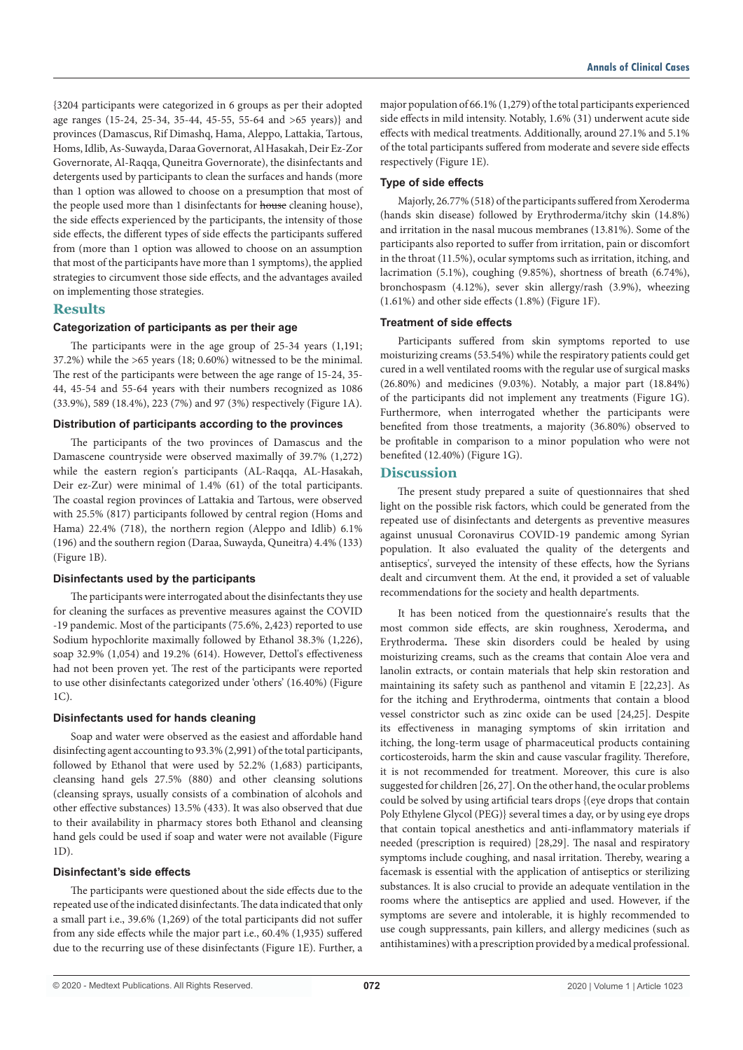{3204 participants were categorized in 6 groups as per their adopted age ranges (15-24, 25-34, 35-44, 45-55, 55-64 and >65 years)} and provinces (Damascus, Rif Dimashq, Hama, Aleppo, Lattakia, Tartous, Homs, Idlib, As-Suwayda, Daraa Governorat, Al Hasakah, Deir Ez-Zor Governorate, Al-Raqqa, Quneitra Governorate), the disinfectants and detergents used by participants to clean the surfaces and hands (more than 1 option was allowed to choose on a presumption that most of the people used more than 1 disinfectants for ~~house~~ cleaning house), the side effects experienced by the participants, the intensity of those side effects, the different types of side effects the participants suffered from (more than 1 option was allowed to choose on an assumption that most of the participants have more than 1 symptoms), the applied strategies to circumvent those side effects, and the advantages availed on implementing those strategies.

## Results

### Categorization of participants as per their age

The participants were in the age group of 25-34 years (1,191; 37.2%) while the >65 years (18; 0.60%) witnessed to be the minimal. The rest of the participants were between the age range of 15-24, 35-44, 45-54 and 55-64 years with their numbers recognized as 1086 (33.9%), 589 (18.4%), 223 (7%) and 97 (3%) respectively (Figure 1A).

### Distribution of participants according to the provinces

The participants of the two provinces of Damascus and the Damascene countryside were observed maximally of 39.7% (1,272) while the eastern region's participants (AL-Raqqa, AL-Hasakah, Deir ez-Zur) were minimal of 1.4% (61) of the total participants. The coastal region provinces of Lattakia and Tartous, were observed with 25.5% (817) participants followed by central region (Homs and Hama) 22.4% (718), the northern region (Aleppo and Idlib) 6.1% (196) and the southern region (Daraa, Suwayda, Quneitra) 4.4% (133) (Figure 1B).

### Disinfectants used by the participants

The participants were interrogated about the disinfectants they use for cleaning the surfaces as preventive measures against the COVID -19 pandemic. Most of the participants (75.6%, 2,423) reported to use Sodium hypochlorite maximally followed by Ethanol 38.3% (1,226), soap 32.9% (1,054) and 19.2% (614). However, Dettol's effectiveness had not been proven yet. The rest of the participants were reported to use other disinfectants categorized under 'others' (16.40%) (Figure 1C).

### Disinfectants used for hands cleaning

Soap and water were observed as the easiest and affordable hand disinfecting agent accounting to 93.3% (2,991) of the total participants, followed by Ethanol that were used by 52.2% (1,683) participants, cleansing hand gels 27.5% (880) and other cleansing solutions (cleansing sprays, usually consists of a combination of alcohols and other effective substances) 13.5% (433). It was also observed that due to their availability in pharmacy stores both Ethanol and cleansing hand gels could be used if soap and water were not available (Figure 1D).

### Disinfectant's side effects

The participants were questioned about the side effects due to the repeated use of the indicated disinfectants. The data indicated that only a small part i.e., 39.6% (1,269) of the total participants did not suffer from any side effects while the major part i.e., 60.4% (1,935) suffered due to the recurring use of these disinfectants (Figure 1E). Further, a major population of 66.1% (1,279) of the total participants experienced side effects in mild intensity. Notably, 1.6% (31) underwent acute side effects with medical treatments. Additionally, around 27.1% and 5.1% of the total participants suffered from moderate and severe side effects respectively (Figure 1E).

### Type of side effects

Majorly, 26.77% (518) of the participants suffered from Xeroderma (hands skin disease) followed by Erythroderma/itchy skin (14.8%) and irritation in the nasal mucous membranes (13.81%). Some of the participants also reported to suffer from irritation, pain or discomfort in the throat (11.5%), ocular symptoms such as irritation, itching, and lacrimation (5.1%), coughing (9.85%), shortness of breath (6.74%), bronchospasm (4.12%), sever skin allergy/rash (3.9%), wheezing (1.61%) and other side effects (1.8%) (Figure 1F).

### Treatment of side effects

Participants suffered from skin symptoms reported to use moisturizing creams (53.54%) while the respiratory patients could get cured in a well ventilated rooms with the regular use of surgical masks (26.80%) and medicines (9.03%). Notably, a major part (18.84%) of the participants did not implement any treatments (Figure 1G). Furthermore, when interrogated whether the participants were benefited from those treatments, a majority (36.80%) observed to be profitable in comparison to a minor population who were not benefited (12.40%) (Figure 1G).

## Discussion

The present study prepared a suite of questionnaires that shed light on the possible risk factors, which could be generated from the repeated use of disinfectants and detergents as preventive measures against unusual Coronavirus COVID-19 pandemic among Syrian population. It also evaluated the quality of the detergents and antiseptics', surveyed the intensity of these effects, how the Syrians dealt and circumvent them. At the end, it provided a set of valuable recommendations for the society and health departments.

It has been noticed from the questionnaire's results that the most common side effects, are skin roughness, Xeroderma**,** and Erythroderma**.** These skin disorders could be healed by using moisturizing creams, such as the creams that contain Aloe vera and lanolin extracts, or contain materials that help skin restoration and maintaining its safety such as panthenol and vitamin E [22,23]. As for the itching and Erythroderma, ointments that contain a blood vessel constrictor such as zinc oxide can be used [24,25]. Despite its effectiveness in managing symptoms of skin irritation and itching, the long-term usage of pharmaceutical products containing corticosteroids, harm the skin and cause vascular fragility. Therefore, it is not recommended for treatment. Moreover, this cure is also suggested for children [26,27]. On the other hand, the ocular problems could be solved by using artificial tears drops {(eye drops that contain Poly Ethylene Glycol (PEG)} several times a day, or by using eye drops that contain topical anesthetics and anti-inflammatory materials if needed (prescription is required) [28,29]. The nasal and respiratory symptoms include coughing, and nasal irritation. Thereby, wearing a facemask is essential with the application of antiseptics or sterilizing substances. It is also crucial to provide an adequate ventilation in the rooms where the antiseptics are applied and used. However, if the symptoms are severe and intolerable, it is highly recommended to use cough suppressants, pain killers, and allergy medicines (such as antihistamines) with a prescription provided by a medical professional.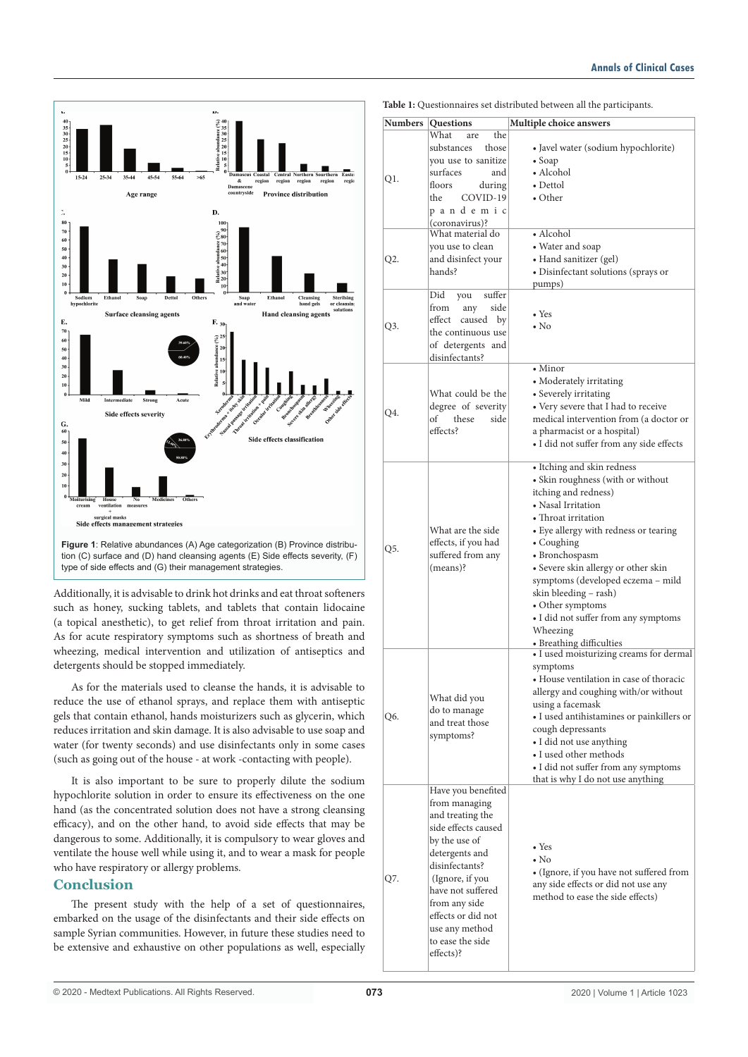Figure 1: Relative abundances (A) Age categorization (B) Province distribution (C) surface and (D) hand cleansing agents (E) Side effects severity, (F) type of side effects and (G) their management strategies.

Additionally, it is advisable to drink hot drinks and eat throat softeners such as honey, sucking tablets, and tablets that contain lidocaine (a topical anesthetic), to get relief from throat irritation and pain. As for acute respiratory symptoms such as shortness of breath and wheezing, medical intervention and utilization of antiseptics and detergents should be stopped immediately.

As for the materials used to cleanse the hands, it is advisable to reduce the use of ethanol sprays, and replace them with antiseptic gels that contain ethanol, hands moisturizers such as glycerin, which reduces irritation and skin damage. It is also advisable to use soap and water (for twenty seconds) and use disinfectants only in some cases (such as going out of the house - at work -contacting with people).

It is also important to be sure to properly dilute the sodium hypochlorite solution in order to ensure its effectiveness on the one hand (as the concentrated solution does not have a strong cleansing efficacy), and on the other hand, to avoid side effects that may be dangerous to some. Additionally, it is compulsory to wear gloves and ventilate the house well while using it, and to wear a mask for people who have respiratory or allergy problems.

## Conclusion

The present study with the help of a set of questionnaires, embarked on the usage of the disinfectants and their side effects on sample Syrian communities. However, in future these studies need to be extensive and exhaustive on other populations as well, especially

**Table 1:** Questionnaires set distributed between all the participants.

| Numbers | Questions | Multiple choice answers |
|---|---|---|
| Q1. | What are the substances those you use to sanitize surfaces and floors during the COVID-19 pandemic (coronavirus)? | • Javel water (sodium hypochlorite)<br>• Soap<br>• Alcohol<br>• Dettol<br>• Other |
| Q2. | What material do you use to clean and disinfect your hands? | • Alcohol<br>• Water and soap<br>• Hand sanitizer (gel)<br>• Disinfectant solutions (sprays or pumps) |
| Q3. | Did you suffer from any side effect caused by the continuous use of detergents and disinfectants? | • Yes<br>• No |
| Q4. | What could be the degree of severity of these side effects? | • Minor<br>• Moderately irritating<br>• Severely irritating<br>• Very severe that I had to receive medical intervention from (a doctor or a pharmacist or a hospital)<br>• I did not suffer from any side effects |
| Q5. | What are the side effects, if you had suffered from any (means)? | • Itching and skin redness<br>• Skin roughness (with or without itching and redness)<br>• Nasal Irritation<br>• Throat irritation<br>• Eye allergy with redness or tearing<br>• Coughing<br>• Bronchospasm<br>• Severe skin allergy or other skin symptoms (developed eczema – mild skin bleeding – rash)<br>• Other symptoms<br>• I did not suffer from any symptoms Wheezing<br>• Breathing difficulties |
| Q6. | What did you do to manage and treat those symptoms? | • I used moisturizing creams for dermal symptoms<br>• House ventilation in case of thoracic allergy and coughing with/or without using a facemask<br>• I used antihistamines or painkillers or cough depressants<br>• I did not use anything<br>• I used other methods<br>• I did not suffer from any symptoms that is why I do not use anything |
| Q7. | Have you benefited from managing and treating the side effects caused by the use of detergents and disinfectants? (Ignore, if you have not suffered from any side effects or did not use any method to ease the side effects)? | • Yes<br>• No<br>• (Ignore, if you have not suffered from any side effects or did not use any method to ease the side effects) |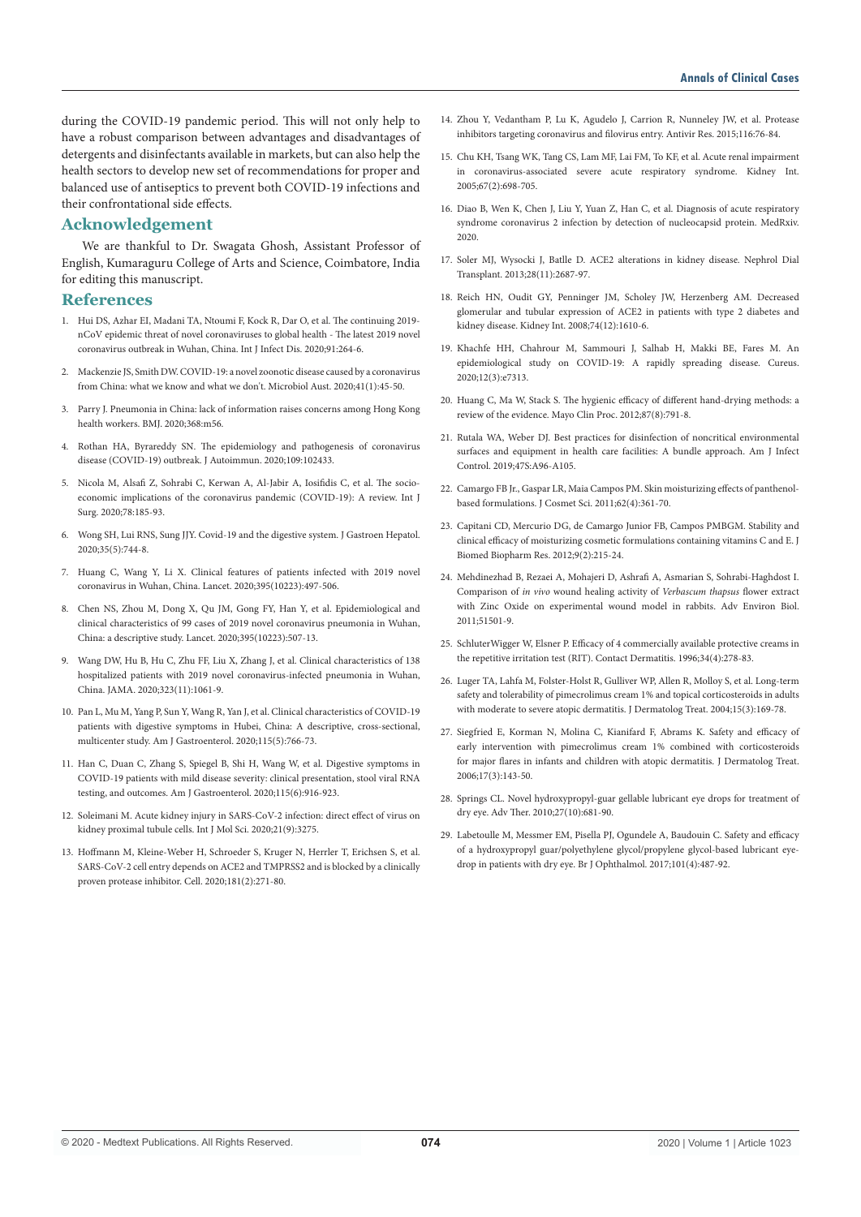during the COVID-19 pandemic period. This will not only help to have a robust comparison between advantages and disadvantages of detergents and disinfectants available in markets, but can also help the health sectors to develop new set of recommendations for proper and balanced use of antiseptics to prevent both COVID-19 infections and their confrontational side effects.

## Acknowledgement

We are thankful to Dr. Swagata Ghosh, Assistant Professor of English, Kumaraguru College of Arts and Science, Coimbatore, India for editing this manuscript.

## References

1. Hui DS, Azhar EI, Madani TA, Ntoumi F, Kock R, Dar O, et al. The continuing 2019-nCoV epidemic threat of novel coronaviruses to global health - The latest 2019 novel coronavirus outbreak in Wuhan, China. Int J Infect Dis. 2020;91:264-6.
2. Mackenzie JS, Smith DW. COVID-19: a novel zoonotic disease caused by a coronavirus from China: what we know and what we don't. Microbiol Aust. 2020;41(1):45-50.
3. Parry J. Pneumonia in China: lack of information raises concerns among Hong Kong health workers. BMJ. 2020;368:m56.
4. Rothan HA, Byrareddy SN. The epidemiology and pathogenesis of coronavirus disease (COVID-19) outbreak. J Autoimmun. 2020;109:102433.
5. Nicola M, Alsafi Z, Sohrabi C, Kerwan A, Al-Jabir A, Iosifidis C, et al. The socio-economic implications of the coronavirus pandemic (COVID-19): A review. Int J Surg. 2020;78:185-93.
6. Wong SH, Lui RNS, Sung JJY. Covid-19 and the digestive system. J Gastroen Hepatol. 2020;35(5):744-8.
7. Huang C, Wang Y, Li X. Clinical features of patients infected with 2019 novel coronavirus in Wuhan, China. Lancet. 2020;395(10223):497-506.
8. Chen NS, Zhou M, Dong X, Qu JM, Gong FY, Han Y, et al. Epidemiological and clinical characteristics of 99 cases of 2019 novel coronavirus pneumonia in Wuhan, China: a descriptive study. Lancet. 2020;395(10223):507-13.
9. Wang DW, Hu B, Hu C, Zhu FF, Liu X, Zhang J, et al. Clinical characteristics of 138 hospitalized patients with 2019 novel coronavirus-infected pneumonia in Wuhan, China. JAMA. 2020;323(11):1061-9.
10. Pan L, Mu M, Yang P, Sun Y, Wang R, Yan J, et al. Clinical characteristics of COVID-19 patients with digestive symptoms in Hubei, China: A descriptive, cross-sectional, multicenter study. Am J Gastroenterol. 2020;115(5):766-73.
11. Han C, Duan C, Zhang S, Spiegel B, Shi H, Wang W, et al. Digestive symptoms in COVID-19 patients with mild disease severity: clinical presentation, stool viral RNA testing, and outcomes. Am J Gastroenterol. 2020;115(6):916-923.
12. Soleimani M. Acute kidney injury in SARS-CoV-2 infection: direct effect of virus on kidney proximal tubule cells. Int J Mol Sci. 2020;21(9):3275.
13. Hoffmann M, Kleine-Weber H, Schroeder S, Kruger N, Herrler T, Erichsen S, et al. SARS-CoV-2 cell entry depends on ACE2 and TMPRSS2 and is blocked by a clinically proven protease inhibitor. Cell. 2020;181(2):271-80.
14. Zhou Y, Vedantham P, Lu K, Agudelo J, Carrion R, Nunneley JW, et al. Protease inhibitors targeting coronavirus and filovirus entry. Antivir Res. 2015;116:76-84.
15. Chu KH, Tsang WK, Tang CS, Lam MF, Lai FM, To KF, et al. Acute renal impairment in coronavirus-associated severe acute respiratory syndrome. Kidney Int. 2005;67(2):698-705.
16. Diao B, Wen K, Chen J, Liu Y, Yuan Z, Han C, et al. Diagnosis of acute respiratory syndrome coronavirus 2 infection by detection of nucleocapsid protein. MedRxiv. 2020.
17. Soler MJ, Wysocki J, Batlle D. ACE2 alterations in kidney disease. Nephrol Dial Transplant. 2013;28(11):2687-97.
18. Reich HN, Oudit GY, Penninger JM, Scholey JW, Herzenberg AM. Decreased glomerular and tubular expression of ACE2 in patients with type 2 diabetes and kidney disease. Kidney Int. 2008;74(12):1610-6.
19. Khachfe HH, Chahrour M, Sammouri J, Salhab H, Makki BE, Fares M. An epidemiological study on COVID-19: A rapidly spreading disease. Cureus. 2020;12(3):e7313.
20. Huang C, Ma W, Stack S. The hygienic efficacy of different hand-drying methods: a review of the evidence. Mayo Clin Proc. 2012;87(8):791-8.
21. Rutala WA, Weber DJ. Best practices for disinfection of noncritical environmental surfaces and equipment in health care facilities: A bundle approach. Am J Infect Control. 2019;47S:A96-A105.
22. Camargo FB Jr., Gaspar LR, Maia Campos PM. Skin moisturizing effects of panthenol-based formulations. J Cosmet Sci. 2011;62(4):361-70.
23. Capitani CD, Mercurio DG, de Camargo Junior FB, Campos PMBGM. Stability and clinical efficacy of moisturizing cosmetic formulations containing vitamins C and E. J Biomed Biopharm Res. 2012;9(2):215-24.
24. Mehdinezhad B, Rezaei A, Mohajeri D, Ashrafi A, Asmarian S, Sohrabi-Haghdost I. Comparison of *in vivo* wound healing activity of *Verbascum thapsus* flower extract with Zinc Oxide on experimental wound model in rabbits. Adv Environ Biol. 2011;51501-9.
25. SchluterWigger W, Elsner P. Efficacy of 4 commercially available protective creams in the repetitive irritation test (RIT). Contact Dermatitis. 1996;34(4):278-83.
26. Luger TA, Lahfa M, Folster-Holst R, Gulliver WP, Allen R, Molloy S, et al. Long-term safety and tolerability of pimecrolimus cream 1% and topical corticosteroids in adults with moderate to severe atopic dermatitis. J Dermatolog Treat. 2004;15(3):169-78.
27. Siegfried E, Korman N, Molina C, Kianifard F, Abrams K. Safety and efficacy of early intervention with pimecrolimus cream 1% combined with corticosteroids for major flares in infants and children with atopic dermatitis. J Dermatolog Treat. 2006;17(3):143-50.
28. Springs CL. Novel hydroxypropyl-guar gellable lubricant eye drops for treatment of dry eye. Adv Ther. 2010;27(10):681-90.
29. Labetoulle M, Messmer EM, Pisella PJ, Ogundele A, Baudouin C. Safety and efficacy of a hydroxypropyl guar/polyethylene glycol/propylene glycol-based lubricant eye-drop in patients with dry eye. Br J Ophthalmol. 2017;101(4):487-92.